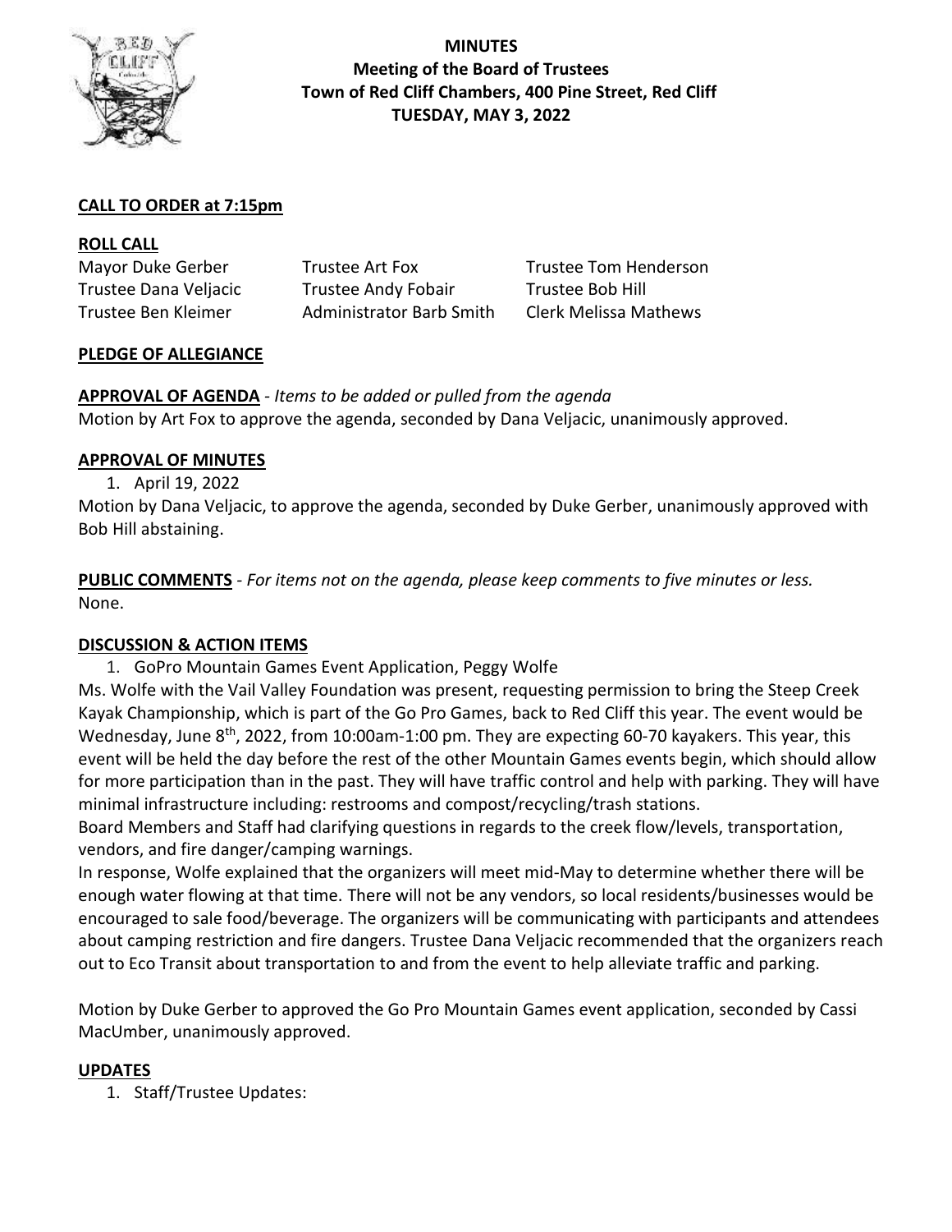# MINUTES
## Meeting of the Board of Trustees
## Town of Red Cliff Chambers, 400 Pine Street, Red Cliff
## TUESDAY, MAY 3, 2022

**CALL TO ORDER at 7:15pm**

**ROLL CALL**

Mayor Duke Gerber  
Trustee Art Fox  
Trustee Tom Henderson  
Trustee Dana Veljacic  
Trustee Andy Fobair  
Trustee Bob Hill  
Trustee Ben Kleimer  
Administrator Barb Smith  
Clerk Melissa Mathews

**PLEDGE OF ALLEGIANCE**

**APPROVAL OF AGENDA** - *Items to be added or pulled from the agenda*

Motion by Art Fox to approve the agenda, seconded by Dana Veljacic, unanimously approved.

**APPROVAL OF MINUTES**

1. April 19, 2022

Motion by Dana Veljacic, to approve the agenda, seconded by Duke Gerber, unanimously approved with Bob Hill abstaining.

**PUBLIC COMMENTS** - *For items not on the agenda, please keep comments to five minutes or less.*

None.

**DISCUSSION & ACTION ITEMS**

1. GoPro Mountain Games Event Application, Peggy Wolfe

Ms. Wolfe with the Vail Valley Foundation was present, requesting permission to bring the Steep Creek Kayak Championship, which is part of the Go Pro Games, back to Red Cliff this year. The event would be Wednesday, June 8th, 2022, from 10:00am-1:00 pm. They are expecting 60-70 kayakers. This year, this event will be held the day before the rest of the other Mountain Games events begin, which should allow for more participation than in the past. They will have traffic control and help with parking. They will have minimal infrastructure including: restrooms and compost/recycling/trash stations.

Board Members and Staff had clarifying questions in regards to the creek flow/levels, transportation, vendors, and fire danger/camping warnings.

In response, Wolfe explained that the organizers will meet mid-May to determine whether there will be enough water flowing at that time. There will not be any vendors, so local residents/businesses would be encouraged to sale food/beverage. The organizers will be communicating with participants and attendees about camping restriction and fire dangers. Trustee Dana Veljacic recommended that the organizers reach out to Eco Transit about transportation to and from the event to help alleviate traffic and parking.

Motion by Duke Gerber to approved the Go Pro Mountain Games event application, seconded by Cassi MacUmber, unanimously approved.

**UPDATES**

1. Staff/Trustee Updates: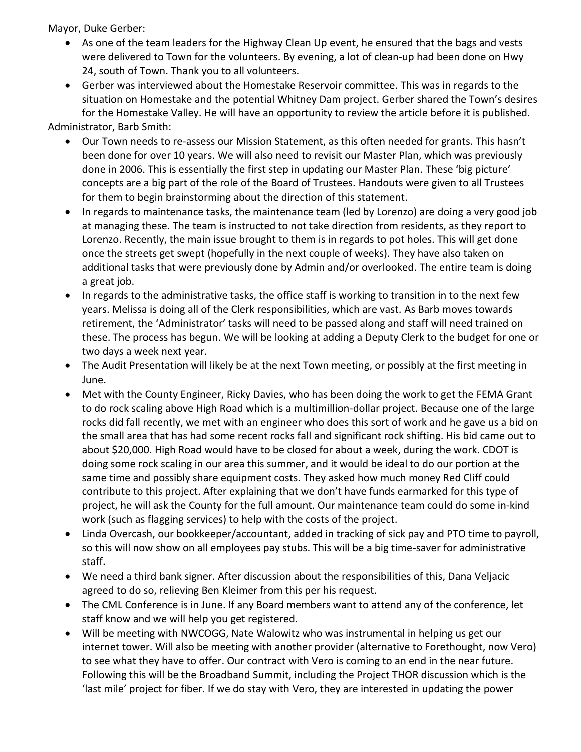Mayor, Duke Gerber:

- As one of the team leaders for the Highway Clean Up event, he ensured that the bags and vests were delivered to Town for the volunteers. By evening, a lot of clean-up had been done on Hwy 24, south of Town. Thank you to all volunteers.
- Gerber was interviewed about the Homestake Reservoir committee. This was in regards to the situation on Homestake and the potential Whitney Dam project. Gerber shared the Town's desires for the Homestake Valley. He will have an opportunity to review the article before it is published.

Administrator, Barb Smith:

- Our Town needs to re-assess our Mission Statement, as this often needed for grants. This hasn't been done for over 10 years. We will also need to revisit our Master Plan, which was previously done in 2006. This is essentially the first step in updating our Master Plan. These 'big picture' concepts are a big part of the role of the Board of Trustees. Handouts were given to all Trustees for them to begin brainstorming about the direction of this statement.
- In regards to maintenance tasks, the maintenance team (led by Lorenzo) are doing a very good job at managing these. The team is instructed to not take direction from residents, as they report to Lorenzo. Recently, the main issue brought to them is in regards to pot holes. This will get done once the streets get swept (hopefully in the next couple of weeks). They have also taken on additional tasks that were previously done by Admin and/or overlooked. The entire team is doing a great job.
- In regards to the administrative tasks, the office staff is working to transition in to the next few years. Melissa is doing all of the Clerk responsibilities, which are vast. As Barb moves towards retirement, the 'Administrator' tasks will need to be passed along and staff will need trained on these. The process has begun. We will be looking at adding a Deputy Clerk to the budget for one or two days a week next year.
- The Audit Presentation will likely be at the next Town meeting, or possibly at the first meeting in June.
- Met with the County Engineer, Ricky Davies, who has been doing the work to get the FEMA Grant to do rock scaling above High Road which is a multimillion-dollar project. Because one of the large rocks did fall recently, we met with an engineer who does this sort of work and he gave us a bid on the small area that has had some recent rocks fall and significant rock shifting. His bid came out to about $20,000. High Road would have to be closed for about a week, during the work. CDOT is doing some rock scaling in our area this summer, and it would be ideal to do our portion at the same time and possibly share equipment costs. They asked how much money Red Cliff could contribute to this project. After explaining that we don't have funds earmarked for this type of project, he will ask the County for the full amount. Our maintenance team could do some in-kind work (such as flagging services) to help with the costs of the project.
- Linda Overcash, our bookkeeper/accountant, added in tracking of sick pay and PTO time to payroll, so this will now show on all employees pay stubs. This will be a big time-saver for administrative staff.
- We need a third bank signer. After discussion about the responsibilities of this, Dana Veljacic agreed to do so, relieving Ben Kleimer from this per his request.
- The CML Conference is in June. If any Board members want to attend any of the conference, let staff know and we will help you get registered.
- Will be meeting with NWCOGG, Nate Walowitz who was instrumental in helping us get our internet tower. Will also be meeting with another provider (alternative to Forethought, now Vero) to see what they have to offer. Our contract with Vero is coming to an end in the near future. Following this will be the Broadband Summit, including the Project THOR discussion which is the 'last mile' project for fiber. If we do stay with Vero, they are interested in updating the power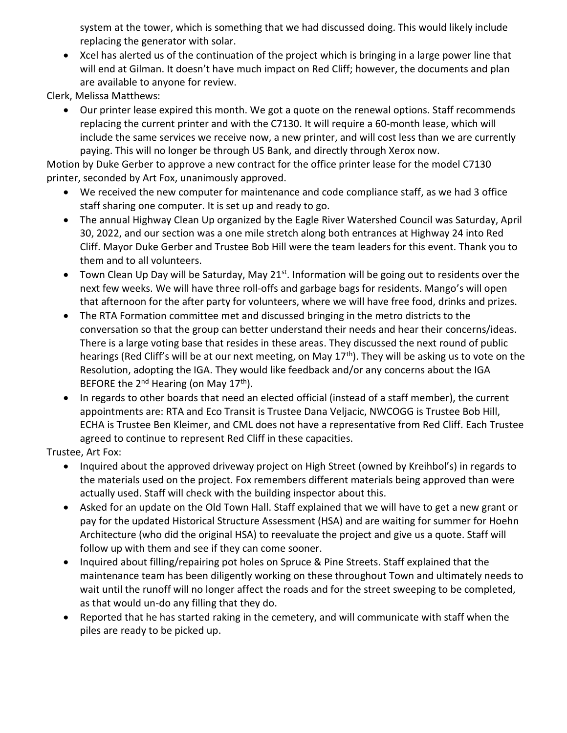system at the tower, which is something that we had discussed doing. This would likely include replacing the generator with solar.

- Xcel has alerted us of the continuation of the project which is bringing in a large power line that will end at Gilman. It doesn't have much impact on Red Cliff; however, the documents and plan are available to anyone for review.

Clerk, Melissa Matthews:

- Our printer lease expired this month. We got a quote on the renewal options. Staff recommends replacing the current printer and with the C7130. It will require a 60-month lease, which will include the same services we receive now, a new printer, and will cost less than we are currently paying. This will no longer be through US Bank, and directly through Xerox now.

Motion by Duke Gerber to approve a new contract for the office printer lease for the model C7130 printer, seconded by Art Fox, unanimously approved.

- We received the new computer for maintenance and code compliance staff, as we had 3 office staff sharing one computer. It is set up and ready to go.
- The annual Highway Clean Up organized by the Eagle River Watershed Council was Saturday, April 30, 2022, and our section was a one mile stretch along both entrances at Highway 24 into Red Cliff. Mayor Duke Gerber and Trustee Bob Hill were the team leaders for this event. Thank you to them and to all volunteers.
- Town Clean Up Day will be Saturday, May 21st. Information will be going out to residents over the next few weeks. We will have three roll-offs and garbage bags for residents. Mango's will open that afternoon for the after party for volunteers, where we will have free food, drinks and prizes.
- The RTA Formation committee met and discussed bringing in the metro districts to the conversation so that the group can better understand their needs and hear their concerns/ideas. There is a large voting base that resides in these areas. They discussed the next round of public hearings (Red Cliff's will be at our next meeting, on May 17th). They will be asking us to vote on the Resolution, adopting the IGA. They would like feedback and/or any concerns about the IGA BEFORE the 2nd Hearing (on May 17th).
- In regards to other boards that need an elected official (instead of a staff member), the current appointments are: RTA and Eco Transit is Trustee Dana Veljacic, NWCOGG is Trustee Bob Hill, ECHA is Trustee Ben Kleimer, and CML does not have a representative from Red Cliff. Each Trustee agreed to continue to represent Red Cliff in these capacities.

Trustee, Art Fox:

- Inquired about the approved driveway project on High Street (owned by Kreihbol's) in regards to the materials used on the project. Fox remembers different materials being approved than were actually used. Staff will check with the building inspector about this.
- Asked for an update on the Old Town Hall. Staff explained that we will have to get a new grant or pay for the updated Historical Structure Assessment (HSA) and are waiting for summer for Hoehn Architecture (who did the original HSA) to reevaluate the project and give us a quote. Staff will follow up with them and see if they can come sooner.
- Inquired about filling/repairing pot holes on Spruce & Pine Streets. Staff explained that the maintenance team has been diligently working on these throughout Town and ultimately needs to wait until the runoff will no longer affect the roads and for the street sweeping to be completed, as that would un-do any filling that they do.
- Reported that he has started raking in the cemetery, and will communicate with staff when the piles are ready to be picked up.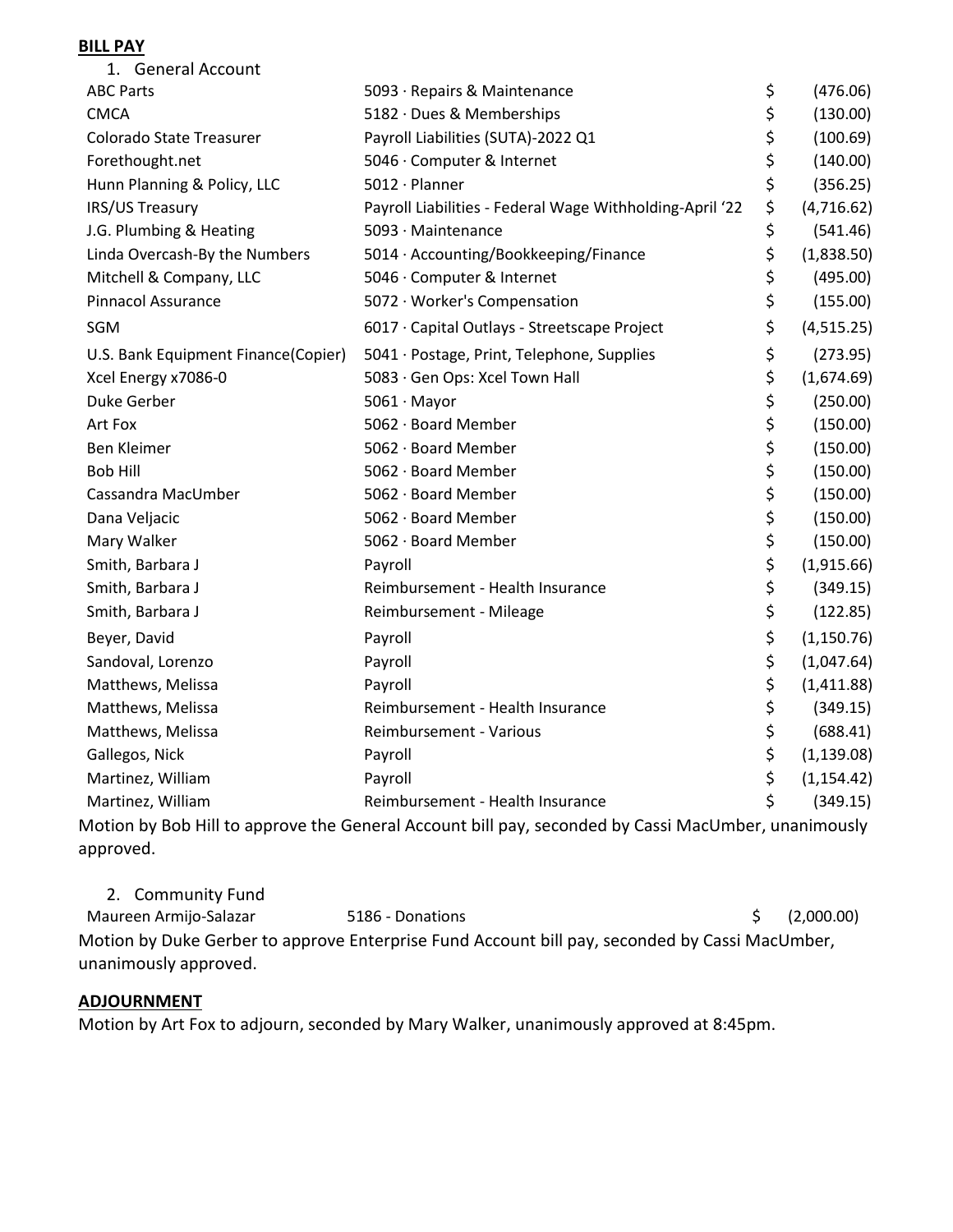**BILL PAY**

1. General Account

| | | | |
|---|---|---|---|
| ABC Parts | 5093 · Repairs & Maintenance | $ | (476.06) |
| CMCA | 5182 · Dues & Memberships | $ | (130.00) |
| Colorado State Treasurer | Payroll Liabilities (SUTA)-2022 Q1 | $ | (100.69) |
| Forethought.net | 5046 · Computer & Internet | $ | (140.00) |
| Hunn Planning & Policy, LLC | 5012 · Planner | $ | (356.25) |
| IRS/US Treasury | Payroll Liabilities - Federal Wage Withholding-April '22 | $ | (4,716.62) |
| J.G. Plumbing & Heating | 5093 · Maintenance | $ | (541.46) |
| Linda Overcash-By the Numbers | 5014 · Accounting/Bookkeeping/Finance | $ | (1,838.50) |
| Mitchell & Company, LLC | 5046 · Computer & Internet | $ | (495.00) |
| Pinnacol Assurance | 5072 · Worker's Compensation | $ | (155.00) |
| SGM | 6017 · Capital Outlays - Streetscape Project | $ | (4,515.25) |
| U.S. Bank Equipment Finance(Copier) | 5041 · Postage, Print, Telephone, Supplies | $ | (273.95) |
| Xcel Energy x7086-0 | 5083 · Gen Ops: Xcel Town Hall | $ | (1,674.69) |
| Duke Gerber | 5061 · Mayor | $ | (250.00) |
| Art Fox | 5062 · Board Member | $ | (150.00) |
| Ben Kleimer | 5062 · Board Member | $ | (150.00) |
| Bob Hill | 5062 · Board Member | $ | (150.00) |
| Cassandra MacUmber | 5062 · Board Member | $ | (150.00) |
| Dana Veljacic | 5062 · Board Member | $ | (150.00) |
| Mary Walker | 5062 · Board Member | $ | (150.00) |
| Smith, Barbara J | Payroll | $ | (1,915.66) |
| Smith, Barbara J | Reimbursement - Health Insurance | $ | (349.15) |
| Smith, Barbara J | Reimbursement - Mileage | $ | (122.85) |
| Beyer, David | Payroll | $ | (1,150.76) |
| Sandoval, Lorenzo | Payroll | $ | (1,047.64) |
| Matthews, Melissa | Payroll | $ | (1,411.88) |
| Matthews, Melissa | Reimbursement - Health Insurance | $ | (349.15) |
| Matthews, Melissa | Reimbursement - Various | $ | (688.41) |
| Gallegos, Nick | Payroll | $ | (1,139.08) |
| Martinez, William | Payroll | $ | (1,154.42) |
| Martinez, William | Reimbursement - Health Insurance | $ | (349.15) |

Motion by Bob Hill to approve the General Account bill pay, seconded by Cassi MacUmber, unanimously approved.

2. Community Fund

| | | | |
|---|---|---|---|
| Maureen Armijo-Salazar | 5186 - Donations | $ | (2,000.00) |

Motion by Duke Gerber to approve Enterprise Fund Account bill pay, seconded by Cassi MacUmber, unanimously approved.

**ADJOURNMENT**

Motion by Art Fox to adjourn, seconded by Mary Walker, unanimously approved at 8:45pm.